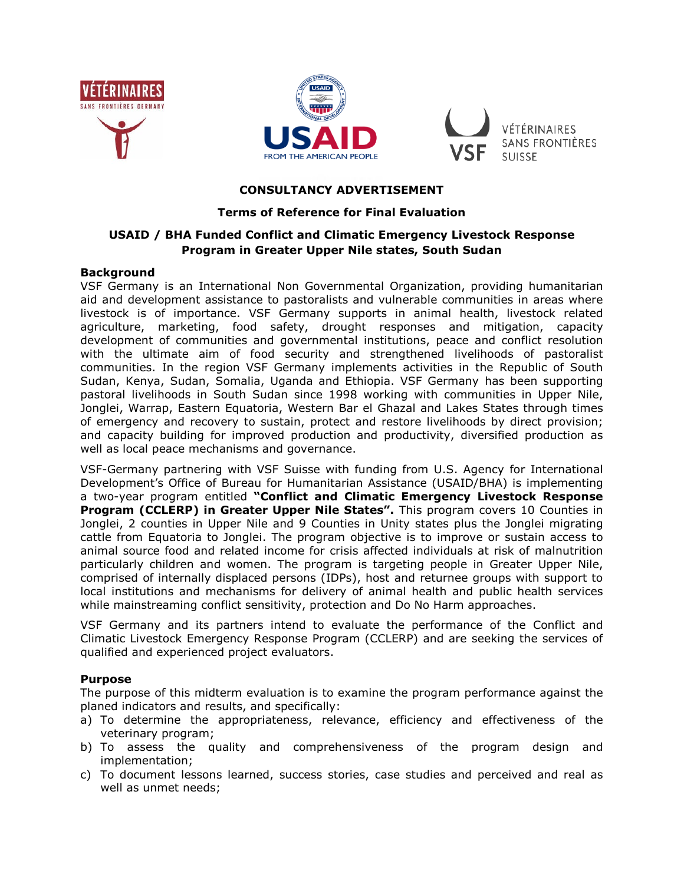**CONSULTANCY ADVERTISEMENT**

**Terms of Reference for Final Evaluation**

**USAID / BHA Funded Conflict and Climatic Emergency Livestock Response Program in Greater Upper Nile states, South Sudan**

## Background

VSF Germany is an International Non Governmental Organization, providing humanitarian aid and development assistance to pastoralists and vulnerable communities in areas where livestock is of importance. VSF Germany supports in animal health, livestock related agriculture, marketing, food safety, drought responses and mitigation, capacity development of communities and governmental institutions, peace and conflict resolution with the ultimate aim of food security and strengthened livelihoods of pastoralist communities. In the region VSF Germany implements activities in the Republic of South Sudan, Kenya, Sudan, Somalia, Uganda and Ethiopia. VSF Germany has been supporting pastoral livelihoods in South Sudan since 1998 working with communities in Upper Nile, Jonglei, Warrap, Eastern Equatoria, Western Bar el Ghazal and Lakes States through times of emergency and recovery to sustain, protect and restore livelihoods by direct provision; and capacity building for improved production and productivity, diversified production as well as local peace mechanisms and governance.

VSF-Germany partnering with VSF Suisse with funding from U.S. Agency for International Development's Office of Bureau for Humanitarian Assistance (USAID/BHA) is implementing a two-year program entitled **"Conflict and Climatic Emergency Livestock Response Program (CCLERP) in Greater Upper Nile States".** This program covers 10 Counties in Jonglei, 2 counties in Upper Nile and 9 Counties in Unity states plus the Jonglei migrating cattle from Equatoria to Jonglei. The program objective is to improve or sustain access to animal source food and related income for crisis affected individuals at risk of malnutrition particularly children and women. The program is targeting people in Greater Upper Nile, comprised of internally displaced persons (IDPs), host and returnee groups with support to local institutions and mechanisms for delivery of animal health and public health services while mainstreaming conflict sensitivity, protection and Do No Harm approaches.

VSF Germany and its partners intend to evaluate the performance of the Conflict and Climatic Livestock Emergency Response Program (CCLERP) and are seeking the services of qualified and experienced project evaluators.

## Purpose

The purpose of this midterm evaluation is to examine the program performance against the planed indicators and results, and specifically:

a) To determine the appropriateness, relevance, efficiency and effectiveness of the veterinary program;
b) To assess the quality and comprehensiveness of the program design and implementation;
c) To document lessons learned, success stories, case studies and perceived and real as well as unmet needs;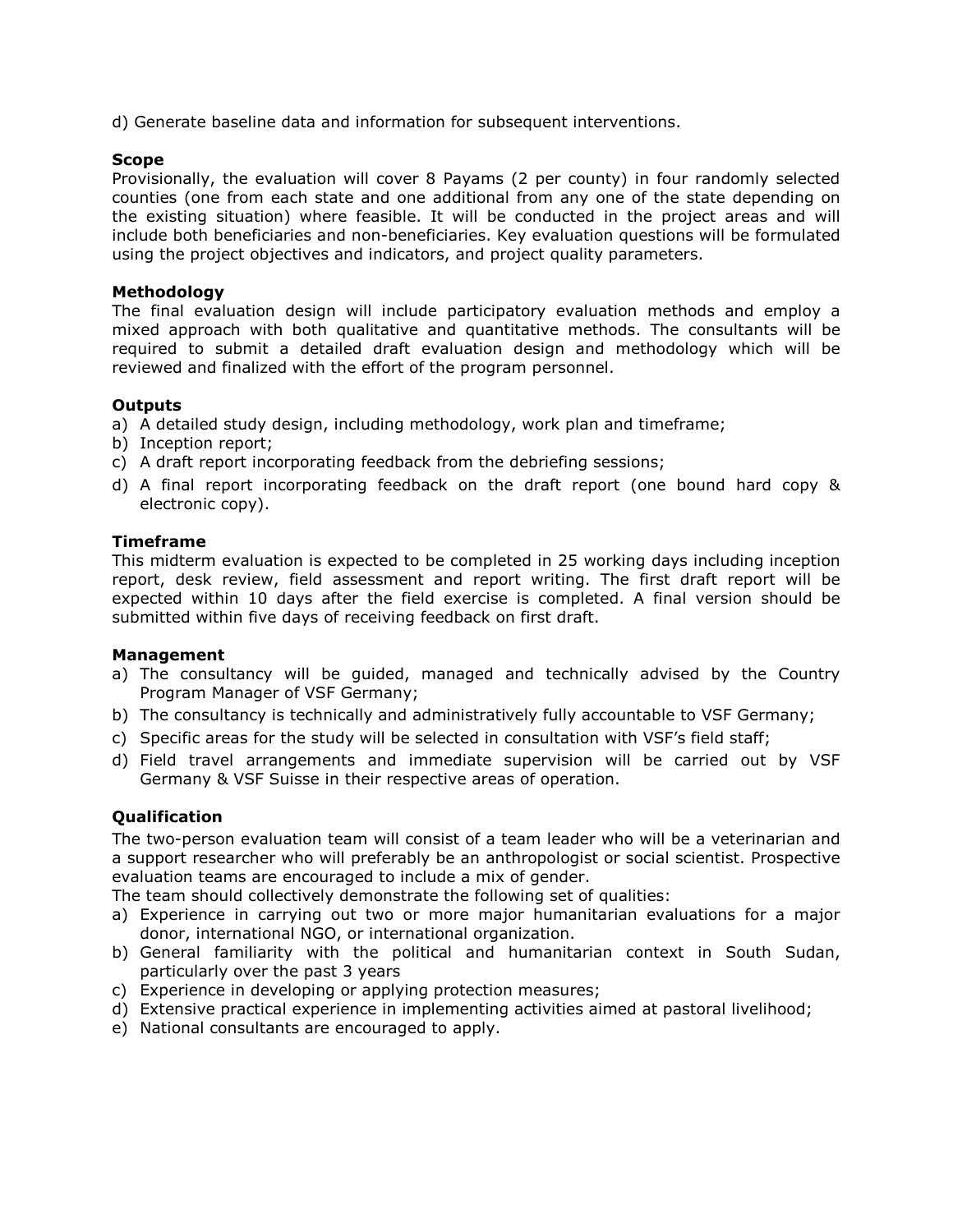d) Generate baseline data and information for subsequent interventions.

**Scope**

Provisionally, the evaluation will cover 8 Payams (2 per county) in four randomly selected counties (one from each state and one additional from any one of the state depending on the existing situation) where feasible. It will be conducted in the project areas and will include both beneficiaries and non-beneficiaries. Key evaluation questions will be formulated using the project objectives and indicators, and project quality parameters.

**Methodology**

The final evaluation design will include participatory evaluation methods and employ a mixed approach with both qualitative and quantitative methods. The consultants will be required to submit a detailed draft evaluation design and methodology which will be reviewed and finalized with the effort of the program personnel.

**Outputs**

a) A detailed study design, including methodology, work plan and timeframe;
b) Inception report;
c) A draft report incorporating feedback from the debriefing sessions;
d) A final report incorporating feedback on the draft report (one bound hard copy & electronic copy).

**Timeframe**

This midterm evaluation is expected to be completed in 25 working days including inception report, desk review, field assessment and report writing. The first draft report will be expected within 10 days after the field exercise is completed. A final version should be submitted within five days of receiving feedback on first draft.

**Management**

a) The consultancy will be guided, managed and technically advised by the Country Program Manager of VSF Germany;
b) The consultancy is technically and administratively fully accountable to VSF Germany;
c) Specific areas for the study will be selected in consultation with VSF's field staff;
d) Field travel arrangements and immediate supervision will be carried out by VSF Germany & VSF Suisse in their respective areas of operation.

**Qualification**

The two-person evaluation team will consist of a team leader who will be a veterinarian and a support researcher who will preferably be an anthropologist or social scientist. Prospective evaluation teams are encouraged to include a mix of gender.

The team should collectively demonstrate the following set of qualities:

a) Experience in carrying out two or more major humanitarian evaluations for a major donor, international NGO, or international organization.
b) General familiarity with the political and humanitarian context in South Sudan, particularly over the past 3 years
c) Experience in developing or applying protection measures;
d) Extensive practical experience in implementing activities aimed at pastoral livelihood;
e) National consultants are encouraged to apply.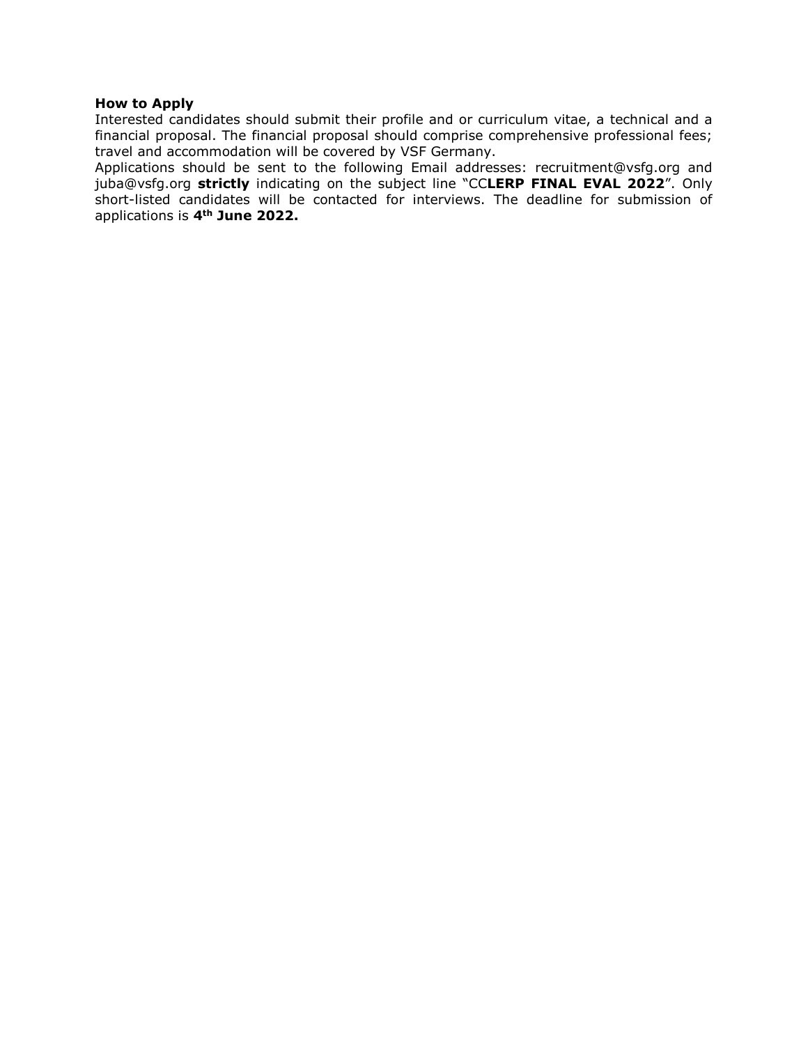**How to Apply**

Interested candidates should submit their profile and or curriculum vitae, a technical and a financial proposal. The financial proposal should comprise comprehensive professional fees; travel and accommodation will be covered by VSF Germany.

Applications should be sent to the following Email addresses: recruitment@vsfg.org and juba@vsfg.org **strictly** indicating on the subject line "CC**LERP FINAL EVAL 2022**". Only short-listed candidates will be contacted for interviews. The deadline for submission of applications is **4th June 2022.**